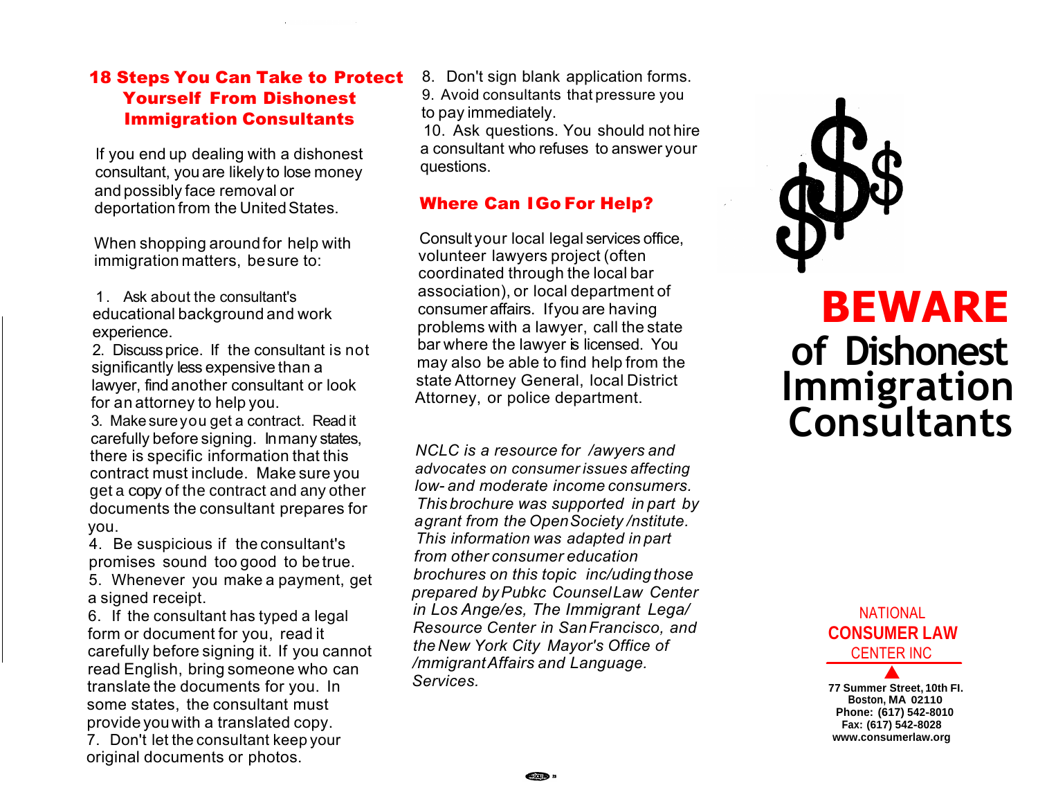## 18 Steps You Can Take to Protect Yourself From Dishonest Immigration Consultants

If you end up dealing with a dishonest consultant, you are likely to lose money and possibly face removal or deportation from the United States.

When shopping around for help with immigration matters, be sure to:

1. Ask about the consultant's educational background and work experience.
2. Discuss price. If the consultant is not significantly less expensive than a lawyer, find another consultant or look for an attorney to help you.
3. Make sure you get a contract. Read it carefully before signing. In many states, there is specific information that this contract must include. Make sure you get a copy of the contract and any other documents the consultant prepares for you.
4. Be suspicious if the consultant's promises sound too good to be true.
5. Whenever you make a payment, get a signed receipt.
6. If the consultant has typed a legal form or document for you, read it carefully before signing it. If you cannot read English, bring someone who can translate the documents for you. In some states, the consultant must provide you with a translated copy.
7. Don't let the consultant keep your original documents or photos.
8. Don't sign blank application forms.
9. Avoid consultants that pressure you to pay immediately.
10. Ask questions. You should not hire a consultant who refuses to answer your questions.

## Where Can I Go For Help?

Consult your local legal services office, volunteer lawyers project (often coordinated through the local bar association), or local department of consumer affairs. If you are having problems with a lawyer, call the state bar where the lawyer is licensed. You may also be able to find help from the state Attorney General, local District Attorney, or police department.

*NCLC is a resource for lawyers and advocates on consumer issues affecting low- and moderate income consumers. This brochure was supported in part by a grant from the Open Society Institute. This information was adapted in part from other consumer education brochures on this topic including those prepared by Public Counsel Law Center in Los Angeles, The Immigrant Legal Resource Center in San Francisco, and the New York City Mayor's Office of Immigrant Affairs and Language Services.*

$$$

# BEWARE of Dishonest Immigration Consultants

NATIONAL
**CONSUMER LAW**
CENTER INC

**77 Summer Street, 10th Fl.**
**Boston, MA 02110**
**Phone: (617) 542-8010**
**Fax: (617) 542-8028**
**www.consumerlaw.org**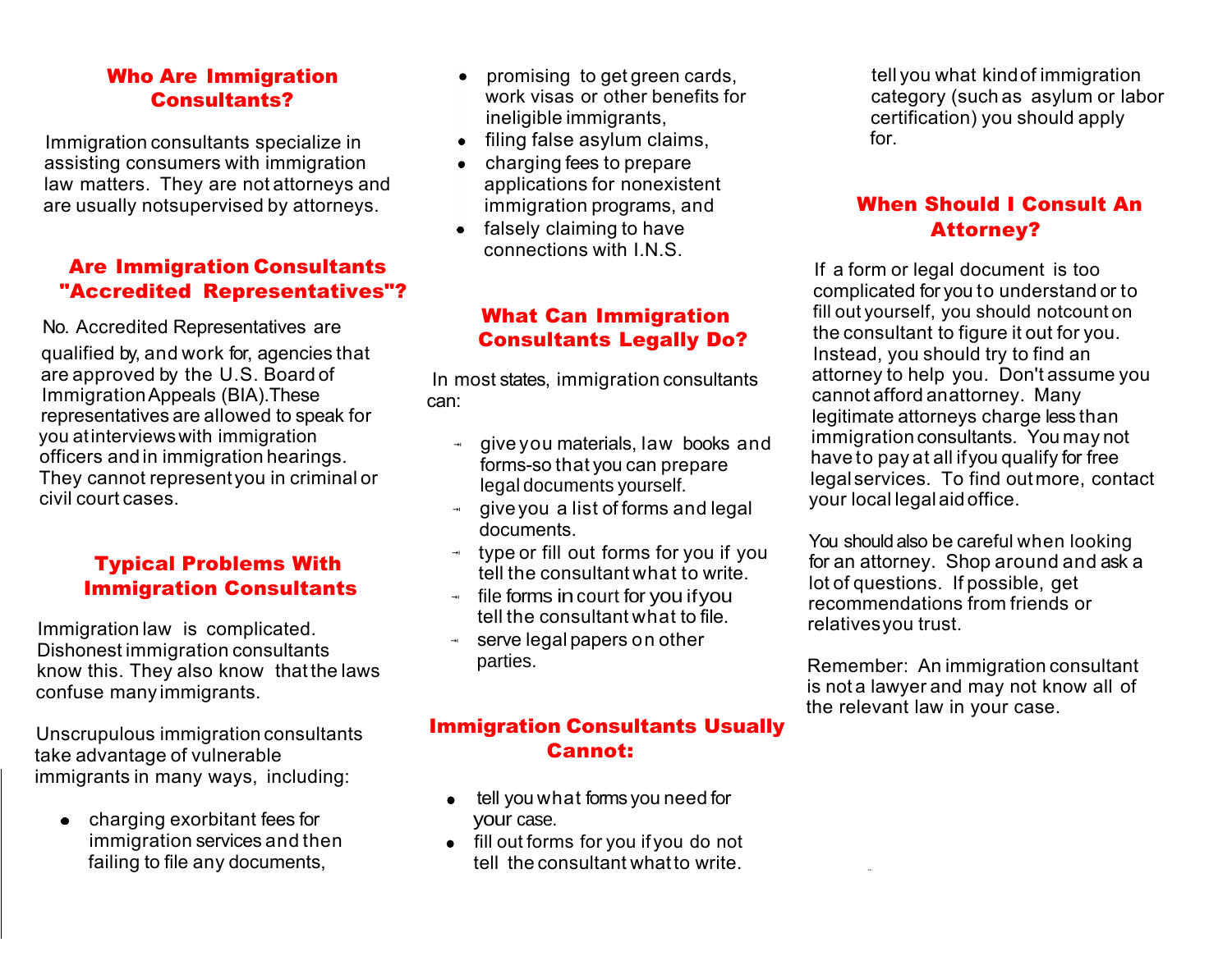## Who Are Immigration Consultants?

Immigration consultants specialize in assisting consumers with immigration law matters. They are not attorneys and are usually not supervised by attorneys.

## Are Immigration Consultants "Accredited Representatives"?

No. Accredited Representatives are qualified by, and work for, agencies that are approved by the U.S. Board of Immigration Appeals (BIA). These representatives are allowed to speak for you at interviews with immigration officers and in immigration hearings. They cannot represent you in criminal or civil court cases.

## Typical Problems With Immigration Consultants

Immigration law is complicated. Dishonest immigration consultants know this. They also know that the laws confuse many immigrants.

Unscrupulous immigration consultants take advantage of vulnerable immigrants in many ways, including:

- charging exorbitant fees for immigration services and then failing to file any documents,
- promising to get green cards, work visas or other benefits for ineligible immigrants,
- filing false asylum claims,
- charging fees to prepare applications for nonexistent immigration programs, and
- falsely claiming to have connections with I.N.S.

## What Can Immigration Consultants Legally Do?

In most states, immigration consultants can:

- give you materials, law books and forms-so that you can prepare legal documents yourself.
- give you a list of forms and legal documents.
- type or fill out forms for you if you tell the consultant what to write.
- file forms in court for you if you tell the consultant what to file.
- serve legal papers on other parties.

## Immigration Consultants Usually Cannot:

- tell you what forms you need for your case.
- fill out forms for you if you do not tell the consultant what to write.
- tell you what kind of immigration category (such as asylum or labor certification) you should apply for.

## When Should I Consult An Attorney?

If a form or legal document is too complicated for you to understand or to fill out yourself, you should not count on the consultant to figure it out for you. Instead, you should try to find an attorney to help you. Don't assume you cannot afford an attorney. Many legitimate attorneys charge less than immigration consultants. You may not have to pay at all if you qualify for free legal services. To find out more, contact your local legal aid office.

You should also be careful when looking for an attorney. Shop around and ask a lot of questions. If possible, get recommendations from friends or relatives you trust.

Remember: An immigration consultant is not a lawyer and may not know all of the relevant law in your case.